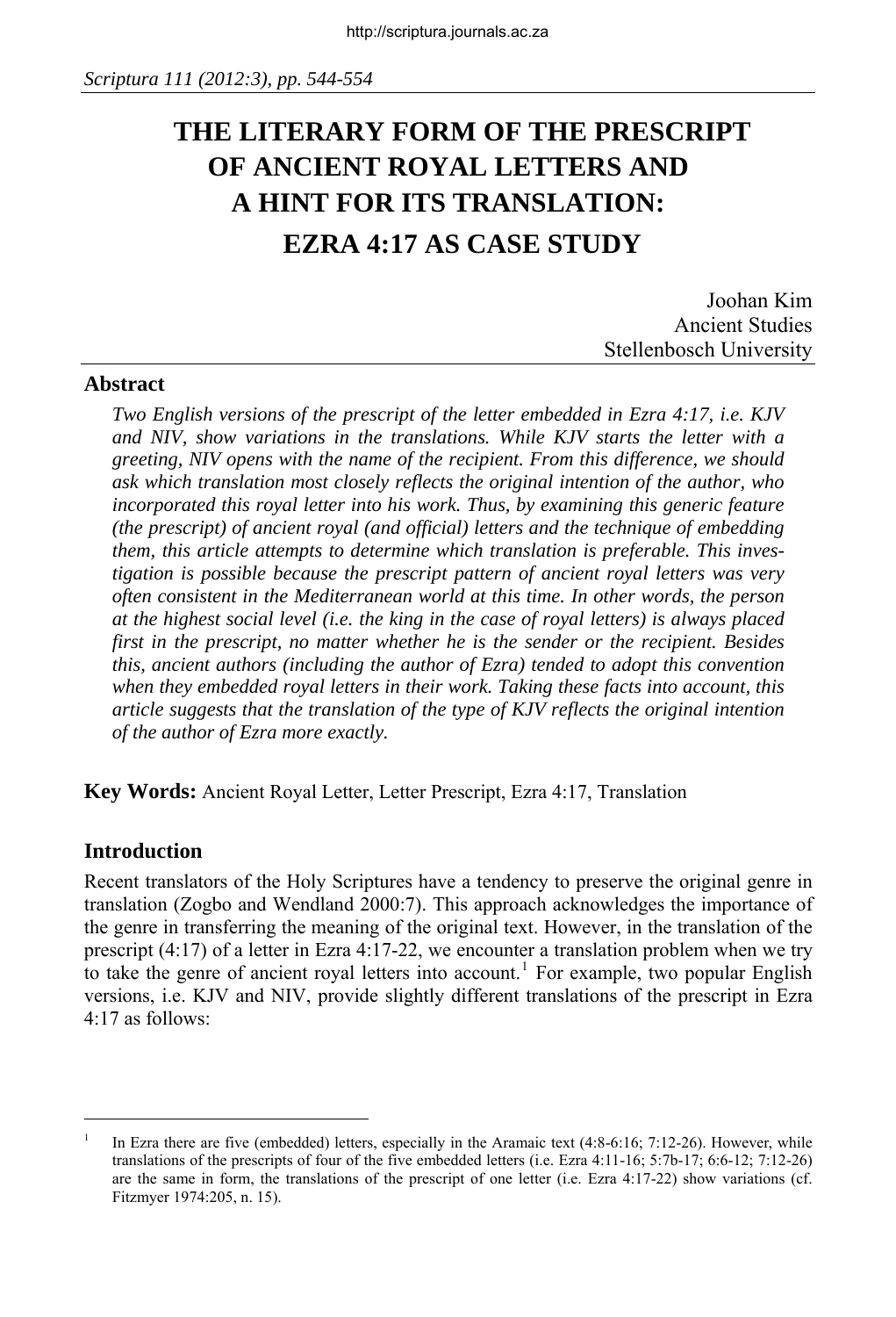# THE LITERARY FORM OF THE PRESCRIPT OF ANCIENT ROYAL LETTERS AND A HINT FOR ITS TRANSLATION: EZRA 4:17 AS CASE STUDY

Joohan Kim
Ancient Studies
Stellenbosch University

## Abstract

*Two English versions of the prescript of the letter embedded in Ezra 4:17, i.e. KJV and NIV, show variations in the translations. While KJV starts the letter with a greeting, NIV opens with the name of the recipient. From this difference, we should ask which translation most closely reflects the original intention of the author, who incorporated this royal letter into his work. Thus, by examining this generic feature (the prescript) of ancient royal (and official) letters and the technique of embedding them, this article attempts to determine which translation is preferable. This investigation is possible because the prescript pattern of ancient royal letters was very often consistent in the Mediterranean world at this time. In other words, the person at the highest social level (i.e. the king in the case of royal letters) is always placed first in the prescript, no matter whether he is the sender or the recipient. Besides this, ancient authors (including the author of Ezra) tended to adopt this convention when they embedded royal letters in their work. Taking these facts into account, this article suggests that the translation of the type of KJV reflects the original intention of the author of Ezra more exactly.*

**Key Words:** Ancient Royal Letter, Letter Prescript, Ezra 4:17, Translation

## Introduction

Recent translators of the Holy Scriptures have a tendency to preserve the original genre in translation (Zogbo and Wendland 2000:7). This approach acknowledges the importance of the genre in transferring the meaning of the original text. However, in the translation of the prescript (4:17) of a letter in Ezra 4:17-22, we encounter a translation problem when we try to take the genre of ancient royal letters into account.[1] For example, two popular English versions, i.e. KJV and NIV, provide slightly different translations of the prescript in Ezra 4:17 as follows:

[1] In Ezra there are five (embedded) letters, especially in the Aramaic text (4:8-6:16; 7:12-26). However, while translations of the prescripts of four of the five embedded letters (i.e. Ezra 4:11-16; 5:7b-17; 6:6-12; 7:12-26) are the same in form, the translations of the prescript of one letter (i.e. Ezra 4:17-22) show variations (cf. Fitzmyer 1974:205, n. 15).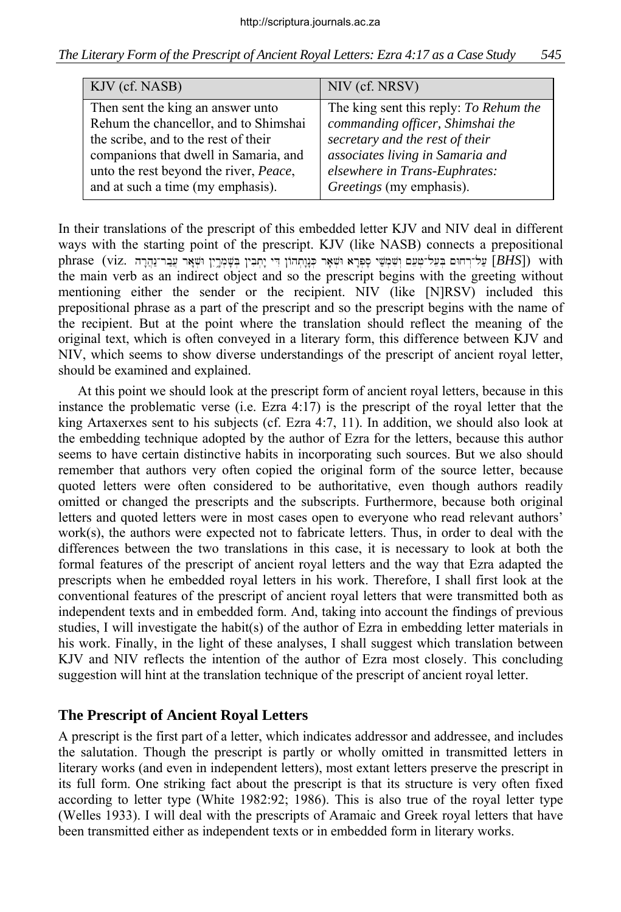| KJV (cf. NASB) | NIV (cf. NRSV) |
| --- | --- |
| Then sent the king an answer unto Rehum the chancellor, and to Shimshai the scribe, and to the rest of their companions that dwell in Samaria, and unto the rest beyond the river, *Peace*, and at such a time (my emphasis). | The king sent this reply: *To Rehum the commanding officer, Shimshai the secretary and the rest of their associates living in Samaria and elsewhere in Trans-Euphrates: Greetings* (my emphasis). |

In their translations of the prescript of this embedded letter KJV and NIV deal in different ways with the starting point of the prescript. KJV (like NASB) connects a prepositional phrase (viz. עַל־רְחוּם בְּעֵל־טְעֵם וְשִׁמְשַׁי סָפְרָא וּשְׁאָר כְּנָוָתְהוֹן דִּי יָתְבִין בְּשָׁמְרָיִן וּשְׁאָר עֲבַר־נַהֲרָה [*BHS*]) with the main verb as an indirect object and so the prescript begins with the greeting without mentioning either the sender or the recipient. NIV (like [N]RSV) included this prepositional phrase as a part of the prescript and so the prescript begins with the name of the recipient. But at the point where the translation should reflect the meaning of the original text, which is often conveyed in a literary form, this difference between KJV and NIV, which seems to show diverse understandings of the prescript of ancient royal letter, should be examined and explained.

At this point we should look at the prescript form of ancient royal letters, because in this instance the problematic verse (i.e. Ezra 4:17) is the prescript of the royal letter that the king Artaxerxes sent to his subjects (cf. Ezra 4:7, 11). In addition, we should also look at the embedding technique adopted by the author of Ezra for the letters, because this author seems to have certain distinctive habits in incorporating such sources. But we also should remember that authors very often copied the original form of the source letter, because quoted letters were often considered to be authoritative, even though authors readily omitted or changed the prescripts and the subscripts. Furthermore, because both original letters and quoted letters were in most cases open to everyone who read relevant authors' work(s), the authors were expected not to fabricate letters. Thus, in order to deal with the differences between the two translations in this case, it is necessary to look at both the formal features of the prescript of ancient royal letters and the way that Ezra adapted the prescripts when he embedded royal letters in his work. Therefore, I shall first look at the conventional features of the prescript of ancient royal letters that were transmitted both as independent texts and in embedded form. And, taking into account the findings of previous studies, I will investigate the habit(s) of the author of Ezra in embedding letter materials in his work. Finally, in the light of these analyses, I shall suggest which translation between KJV and NIV reflects the intention of the author of Ezra most closely. This concluding suggestion will hint at the translation technique of the prescript of ancient royal letter.

## The Prescript of Ancient Royal Letters

A prescript is the first part of a letter, which indicates addressor and addressee, and includes the salutation. Though the prescript is partly or wholly omitted in transmitted letters in literary works (and even in independent letters), most extant letters preserve the prescript in its full form. One striking fact about the prescript is that its structure is very often fixed according to letter type (White 1982:92; 1986). This is also true of the royal letter type (Welles 1933). I will deal with the prescripts of Aramaic and Greek royal letters that have been transmitted either as independent texts or in embedded form in literary works.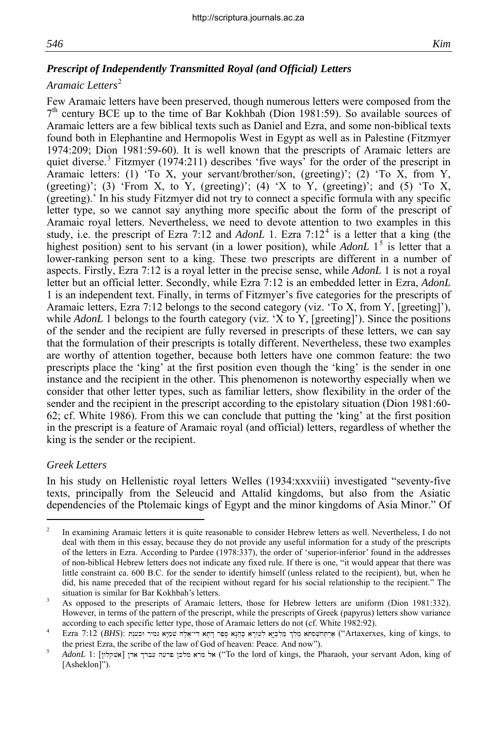### *Prescript of Independently Transmitted Royal (and Official) Letters*

*Aramaic Letters*[2]

Few Aramaic letters have been preserved, though numerous letters were composed from the 7th century BCE up to the time of Bar Kokhbah (Dion 1981:59). So available sources of Aramaic letters are a few biblical texts such as Daniel and Ezra, and some non-biblical texts found both in Elephantine and Hermopolis West in Egypt as well as in Palestine (Fitzmyer 1974:209; Dion 1981:59-60). It is well known that the prescripts of Aramaic letters are quiet diverse.[3] Fitzmyer (1974:211) describes 'five ways' for the order of the prescript in Aramaic letters: (1) 'To X, your servant/brother/son, (greeting)'; (2) 'To X, from Y, (greeting)'; (3) 'From X, to Y, (greeting)'; (4) 'X to Y, (greeting)'; and (5) 'To X, (greeting).' In his study Fitzmyer did not try to connect a specific formula with any specific letter type, so we cannot say anything more specific about the form of the prescript of Aramaic royal letters. Nevertheless, we need to devote attention to two examples in this study, i.e. the prescript of Ezra 7:12 and *AdonL* 1. Ezra 7:12[4] is a letter that a king (the highest position) sent to his servant (in a lower position), while *AdonL* 1[5] is letter that a lower-ranking person sent to a king. These two prescripts are different in a number of aspects. Firstly, Ezra 7:12 is a royal letter in the precise sense, while *AdonL* 1 is not a royal letter but an official letter. Secondly, while Ezra 7:12 is an embedded letter in Ezra, *AdonL* 1 is an independent text. Finally, in terms of Fitzmyer's five categories for the prescripts of Aramaic letters, Ezra 7:12 belongs to the second category (viz. 'To X, from Y, [greeting]'), while *AdonL* 1 belongs to the fourth category (viz. 'X to Y, [greeting]'). Since the positions of the sender and the recipient are fully reversed in prescripts of these letters, we can say that the formulation of their prescripts is totally different. Nevertheless, these two examples are worthy of attention together, because both letters have one common feature: the two prescripts place the 'king' at the first position even though the 'king' is the sender in one instance and the recipient in the other. This phenomenon is noteworthy especially when we consider that other letter types, such as familiar letters, show flexibility in the order of the sender and the recipient in the prescript according to the epistolary situation (Dion 1981:60-62; cf. White 1986). From this we can conclude that putting the 'king' at the first position in the prescript is a feature of Aramaic royal (and official) letters, regardless of whether the king is the sender or the recipient.

*Greek Letters*

In his study on Hellenistic royal letters Welles (1934:xxxviii) investigated "seventy-five texts, principally from the Seleucid and Attalid kingdoms, but also from the Asiatic dependencies of the Ptolemaic kings of Egypt and the minor kingdoms of Asia Minor." Of

---

[2] In examining Aramaic letters it is quite reasonable to consider Hebrew letters as well. Nevertheless, I do not deal with them in this essay, because they do not provide any useful information for a study of the prescripts of the letters in Ezra. According to Pardee (1978:337), the order of 'superior-inferior' found in the addresses of non-biblical Hebrew letters does not indicate any fixed rule. If there is one, "it would appear that there was little constraint ca. 600 B.C. for the sender to identify himself (unless related to the recipient), but, when he did, his name preceded that of the recipient without regard for his social relationship to the recipient." The situation is similar for Bar Kokhbah's letters.

[3] As opposed to the prescripts of Aramaic letters, those for Hebrew letters are uniform (Dion 1981:332). However, in terms of the pattern of the prescript, while the prescripts of Greek (papyrus) letters show variance according to each specific letter type, those of Aramaic letters do not (cf. White 1982:92).

[4] Ezra 7:12 (*BHS*): אַרְתַּחְשַׁסְתְּא מֶלֶךְ מַלְכַיָּא לְעֶזְרָא כָהֲנָא סָפַר דָּתָא דִּי־אֱלָהּ שְׁמַיָּא גְּמִיר וּכְעֶנֶת ("Artaxerxes, king of kings, to the priest Ezra, the scribe of the law of God of heaven: Peace. And now").

[5] *AdonL* 1: אל מרא מלכן פרעה עבדך אדן [אשקלון] ("To the lord of kings, the Pharaoh, your servant Adon, king of [Asheklon]").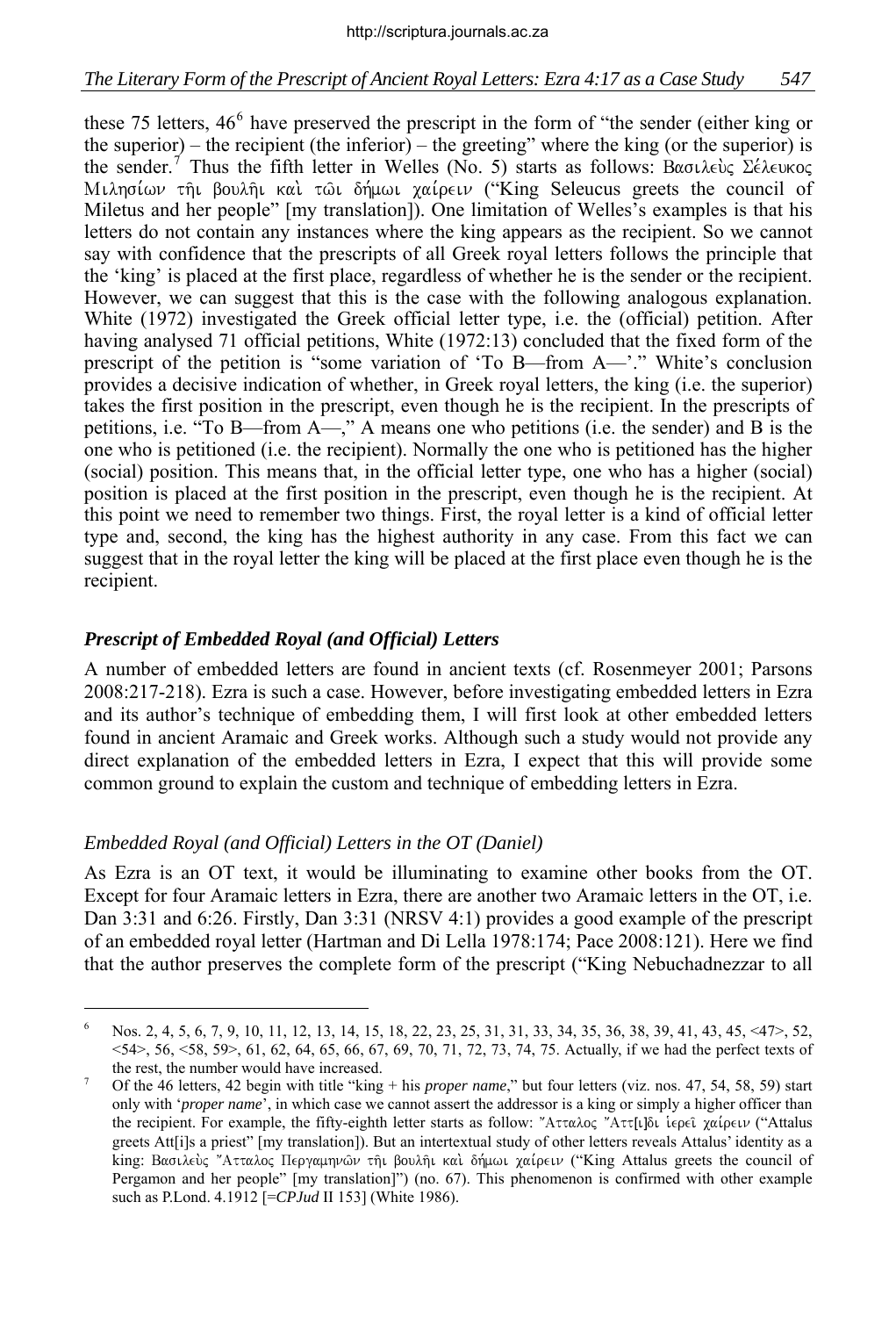these 75 letters, 46[6] have preserved the prescript in the form of "the sender (either king or the superior) – the recipient (the inferior) – the greeting" where the king (or the superior) is the sender.[7] Thus the fifth letter in Welles (No. 5) starts as follows: Βασιλεὺς Σέλευκος Μιλησίων τῆι βουλῆι καὶ τῶι δήμωι χαίρειν ("King Seleucus greets the council of Miletus and her people" [my translation]). One limitation of Welles's examples is that his letters do not contain any instances where the king appears as the recipient. So we cannot say with confidence that the prescripts of all Greek royal letters follows the principle that the 'king' is placed at the first place, regardless of whether he is the sender or the recipient. However, we can suggest that this is the case with the following analogous explanation. White (1972) investigated the Greek official letter type, i.e. the (official) petition. After having analysed 71 official petitions, White (1972:13) concluded that the fixed form of the prescript of the petition is "some variation of 'To B—from A—'." White's conclusion provides a decisive indication of whether, in Greek royal letters, the king (i.e. the superior) takes the first position in the prescript, even though he is the recipient. In the prescripts of petitions, i.e. "To B—from A—," A means one who petitions (i.e. the sender) and B is the one who is petitioned (i.e. the recipient). Normally the one who is petitioned has the higher (social) position. This means that, in the official letter type, one who has a higher (social) position is placed at the first position in the prescript, even though he is the recipient. At this point we need to remember two things. First, the royal letter is a kind of official letter type and, second, the king has the highest authority in any case. From this fact we can suggest that in the royal letter the king will be placed at the first place even though he is the recipient.

### *Prescript of Embedded Royal (and Official) Letters*

A number of embedded letters are found in ancient texts (cf. Rosenmeyer 2001; Parsons 2008:217-218). Ezra is such a case. However, before investigating embedded letters in Ezra and its author's technique of embedding them, I will first look at other embedded letters found in ancient Aramaic and Greek works. Although such a study would not provide any direct explanation of the embedded letters in Ezra, I expect that this will provide some common ground to explain the custom and technique of embedding letters in Ezra.

#### *Embedded Royal (and Official) Letters in the OT (Daniel)*

As Ezra is an OT text, it would be illuminating to examine other books from the OT. Except for four Aramaic letters in Ezra, there are another two Aramaic letters in the OT, i.e. Dan 3:31 and 6:26. Firstly, Dan 3:31 (NRSV 4:1) provides a good example of the prescript of an embedded royal letter (Hartman and Di Lella 1978:174; Pace 2008:121). Here we find that the author preserves the complete form of the prescript ("King Nebuchadnezzar to all

---

[6] Nos. 2, 4, 5, 6, 7, 9, 10, 11, 12, 13, 14, 15, 18, 22, 23, 25, 31, 31, 33, 34, 35, 36, 38, 39, 41, 43, 45, <47>, 52, <54>, 56, <58, 59>, 61, 62, 64, 65, 66, 67, 69, 70, 71, 72, 73, 74, 75. Actually, if we had the perfect texts of the rest, the number would have increased.

[7] Of the 46 letters, 42 begin with title "king + his *proper name*," but four letters (viz. nos. 47, 54, 58, 59) start only with '*proper name*', in which case we cannot assert the addressor is a king or simply a higher officer than the recipient. For example, the fifty-eighth letter starts as follow: Ἄτταλος Ἀττ[ι]δι ἱερεῖ χαίρειν ("Attalus greets Att[i]s a priest" [my translation]). But an intertextual study of other letters reveals Attalus' identity as a king: Βασιλεὺς Ἄτταλος Περγαμηνῶν τῆι βουλῆι καὶ δήμωι χαίρειν ("King Attalus greets the council of Pergamon and her people" [my translation]") (no. 67). This phenomenon is confirmed with other example such as P.Lond. 4.1912 [=*CPJud* II 153] (White 1986).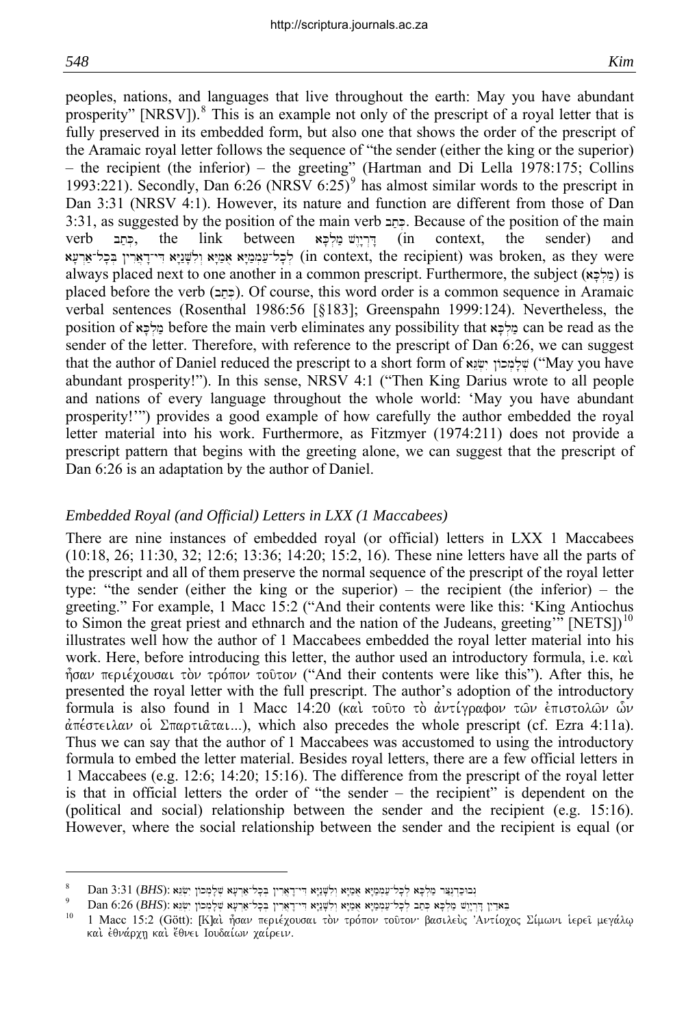peoples, nations, and languages that live throughout the earth: May you have abundant prosperity" [NRSV]).[8] This is an example not only of the prescript of a royal letter that is fully preserved in its embedded form, but also one that shows the order of the prescript of the Aramaic royal letter follows the sequence of "the sender (either the king or the superior) – the recipient (the inferior) – the greeting" (Hartman and Di Lella 1978:175; Collins 1993:221). Secondly, Dan 6:26 (NRSV 6:25)[9] has almost similar words to the prescript in Dan 3:31 (NRSV 4:1). However, its nature and function are different from those of Dan 3:31, as suggested by the position of the main verb כְּתַב. Because of the position of the main verb כְּתַב, the link between דָּרְיָוֶשׁ מַלְכָּא (in context, the sender) and לְכָל־עַמְמַיָּא אֻמַיָּא וְלִשָּׁנַיָּא דִּי־דָאֲרִין בְּכָל־אַרְעָא (in context, the recipient) was broken, as they were always placed next to one another in a common prescript. Furthermore, the subject (מַלְכָּא) is placed before the verb (כְּתַב). Of course, this word order is a common sequence in Aramaic verbal sentences (Rosenthal 1986:56 [§183]; Greenspahn 1999:124). Nevertheless, the position of מַלְכָּא before the main verb eliminates any possibility that מַלְכָּא can be read as the sender of the letter. Therefore, with reference to the prescript of Dan 6:26, we can suggest that the author of Daniel reduced the prescript to a short form of שְׁלָמְכוֹן יִשְׂגֵּא ("May you have abundant prosperity!"). In this sense, NRSV 4:1 ("Then King Darius wrote to all people and nations of every language throughout the whole world: 'May you have abundant prosperity!'") provides a good example of how carefully the author embedded the royal letter material into his work. Furthermore, as Fitzmyer (1974:211) does not provide a prescript pattern that begins with the greeting alone, we can suggest that the prescript of Dan 6:26 is an adaptation by the author of Daniel.

### *Embedded Royal (and Official) Letters in LXX (1 Maccabees)*

There are nine instances of embedded royal (or official) letters in LXX 1 Maccabees (10:18, 26; 11:30, 32; 12:6; 13:36; 14:20; 15:2, 16). These nine letters have all the parts of the prescript and all of them preserve the normal sequence of the prescript of the royal letter type: "the sender (either the king or the superior) – the recipient (the inferior) – the greeting." For example, 1 Macc 15:2 ("And their contents were like this: 'King Antiochus to Simon the great priest and ethnarch and the nation of the Judeans, greeting'" [NETS])[10] illustrates well how the author of 1 Maccabees embedded the royal letter material into his work. Here, before introducing this letter, the author used an introductory formula, i.e. καὶ ἦσαν περιέχουσαι τὸν τρόπον τοῦτον ("And their contents were like this"). After this, he presented the royal letter with the full prescript. The author's adoption of the introductory formula is also found in 1 Macc 14:20 (καὶ τοῦτο τὸ ἀντίγραφον τῶν ἐπιστολῶν ὧν ἀπέστειλαν οἱ Σπαρτιᾶται...), which also precedes the whole prescript (cf. Ezra 4:11a). Thus we can say that the author of 1 Maccabees was accustomed to using the introductory formula to embed the letter material. Besides royal letters, there are a few official letters in 1 Maccabees (e.g. 12:6; 14:20; 15:16). The difference from the prescript of the royal letter is that in official letters the order of "the sender – the recipient" is dependent on the (political and social) relationship between the sender and the recipient (e.g. 15:16). However, where the social relationship between the sender and the recipient is equal (or

---

[8] Dan 3:31 (*BHS*): נְבוּכַדְנֶצַּר מַלְכָּא לְכָל־עַמְמַיָּא אֻמַיָּא וְלִשָּׁנַיָּא דִּי־דָאֲרִין בְּכָל־אַרְעָא שְׁלָמְכוֹן יִשְׂגֵּא

[9] Dan 6:26 (*BHS*): בֵּאדַיִן דָּרְיָוֶשׁ מַלְכָּא כְּתַב לְכָל־עַמְמַיָּא אֻמַיָּא וְלִשָּׁנַיָּא דִּי־דָאֲרִין בְּכָל־אַרְעָא שְׁלָמְכוֹן יִשְׂגֵּא

[10] 1 Macc 15:2 (Gött): [Κ]αὶ ἦσαν περιέχουσαι τὸν τρόπον τοῦτον· βασιλεὺς Ἀντίοχος Σίμωνι ἱερεῖ μεγάλῳ καὶ ἐθνάρχῃ καὶ ἔθνει Ιουδαίων χαίρειν.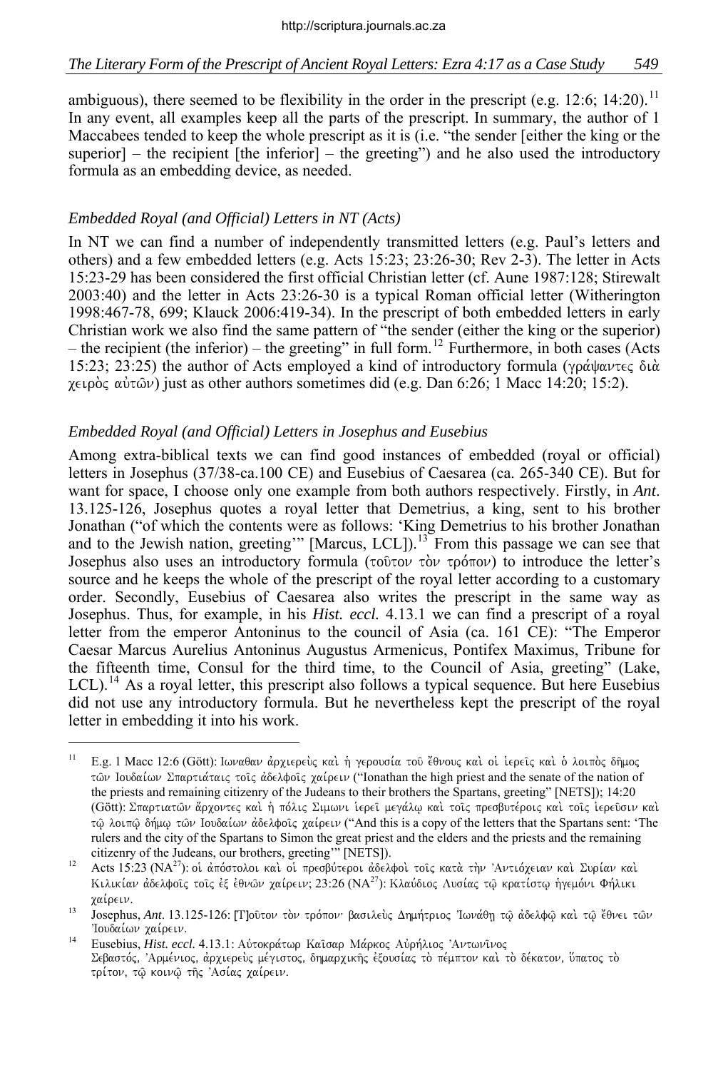ambiguous), there seemed to be flexibility in the order in the prescript (e.g. 12:6; 14:20).[11] In any event, all examples keep all the parts of the prescript. In summary, the author of 1 Maccabees tended to keep the whole prescript as it is (i.e. "the sender [either the king or the superior] – the recipient [the inferior] – the greeting") and he also used the introductory formula as an embedding device, as needed.

### *Embedded Royal (and Official) Letters in NT (Acts)*

In NT we can find a number of independently transmitted letters (e.g. Paul's letters and others) and a few embedded letters (e.g. Acts 15:23; 23:26-30; Rev 2-3). The letter in Acts 15:23-29 has been considered the first official Christian letter (cf. Aune 1987:128; Stirewalt 2003:40) and the letter in Acts 23:26-30 is a typical Roman official letter (Witherington 1998:467-78, 699; Klauck 2006:419-34). In the prescript of both embedded letters in early Christian work we also find the same pattern of "the sender (either the king or the superior) – the recipient (the inferior) – the greeting" in full form.[12] Furthermore, in both cases (Acts 15:23; 23:25) the author of Acts employed a kind of introductory formula (γράψαντες διὰ χειρὸς αὐτῶν) just as other authors sometimes did (e.g. Dan 6:26; 1 Macc 14:20; 15:2).

### *Embedded Royal (and Official) Letters in Josephus and Eusebius*

Among extra-biblical texts we can find good instances of embedded (royal or official) letters in Josephus (37/38-ca.100 CE) and Eusebius of Caesarea (ca. 265-340 CE). But for want for space, I choose only one example from both authors respectively. Firstly, in *Ant*. 13.125-126, Josephus quotes a royal letter that Demetrius, a king, sent to his brother Jonathan ("of which the contents were as follows: 'King Demetrius to his brother Jonathan and to the Jewish nation, greeting'" [Marcus, LCL]).[13] From this passage we can see that Josephus also uses an introductory formula (τοῦτον τὸν τρόπον) to introduce the letter's source and he keeps the whole of the prescript of the royal letter according to a customary order. Secondly, Eusebius of Caesarea also writes the prescript in the same way as Josephus. Thus, for example, in his *Hist. eccl.* 4.13.1 we can find a prescript of a royal letter from the emperor Antoninus to the council of Asia (ca. 161 CE): "The Emperor Caesar Marcus Aurelius Antoninus Augustus Armenicus, Pontifex Maximus, Tribune for the fifteenth time, Consul for the third time, to the Council of Asia, greeting" (Lake, LCL).[14] As a royal letter, this prescript also follows a typical sequence. But here Eusebius did not use any introductory formula. But he nevertheless kept the prescript of the royal letter in embedding it into his work.

---

[11] E.g. 1 Macc 12:6 (Gött): Ιωναθαν ἀρχιερεὺς καὶ ἡ γερουσία τοῦ ἔθνους καὶ οἱ ἱερεῖς καὶ ὁ λοιπὸς δῆμος τῶν Ιουδαίων Σπαρτιάταις τοῖς ἀδελφοῖς χαίρειν ("Ionathan the high priest and the senate of the nation of the priests and remaining citizenry of the Judeans to their brothers the Spartans, greeting" [NETS]); 14:20 (Gött): Σπαρτιατῶν ἄρχοντες καὶ ἡ πόλις Σιμωνι ἱερεῖ μεγάλῳ καὶ τοῖς πρεσβυτέροις καὶ τοῖς ἱερεῦσιν καὶ τῷ λοιπῷ δήμῳ τῶν Ιουδαίων ἀδελφοῖς χαίρειν ("And this is a copy of the letters that the Spartans sent: 'The rulers and the city of the Spartans to Simon the great priest and the elders and the priests and the remaining citizenry of the Judeans, our brothers, greeting'" [NETS]).

[12] Acts 15:23 (NA[27]): οἱ ἀπόστολοι καὶ οἱ πρεσβύτεροι ἀδελφοὶ τοῖς κατὰ τὴν Ἀντιόχειαν καὶ Συρίαν καὶ Κιλικίαν ἀδελφοῖς τοῖς ἐξ ἐθνῶν χαίρειν; 23:26 (NA[27]): Κλαύδιος Λυσίας τῷ κρατίστῳ ἡγεμόνι Φήλικι χαίρειν.

[13] Josephus, *Ant*. 13.125-126: [Τ]οῦτον τὸν τρόπον· βασιλεὺς Δημήτριος Ἰωνάθῃ τῷ ἀδελφῷ καὶ τῷ ἔθνει τῶν Ἰουδαίων χαίρειν.

[14] Eusebius, *Hist. eccl.* 4.13.1: Αὐτοκράτωρ Καῖσαρ Μάρκος Αὐρήλιος Ἀντωνῖνος Σεβαστός, Ἀρμένιος, ἀρχιερεὺς μέγιστος, δημαρχικῆς ἐξουσίας τὸ πέμπτον καὶ τὸ δέκατον, ὕπατος τὸ τρίτον, τῷ κοινῷ τῆς Ἀσίας χαίρειν.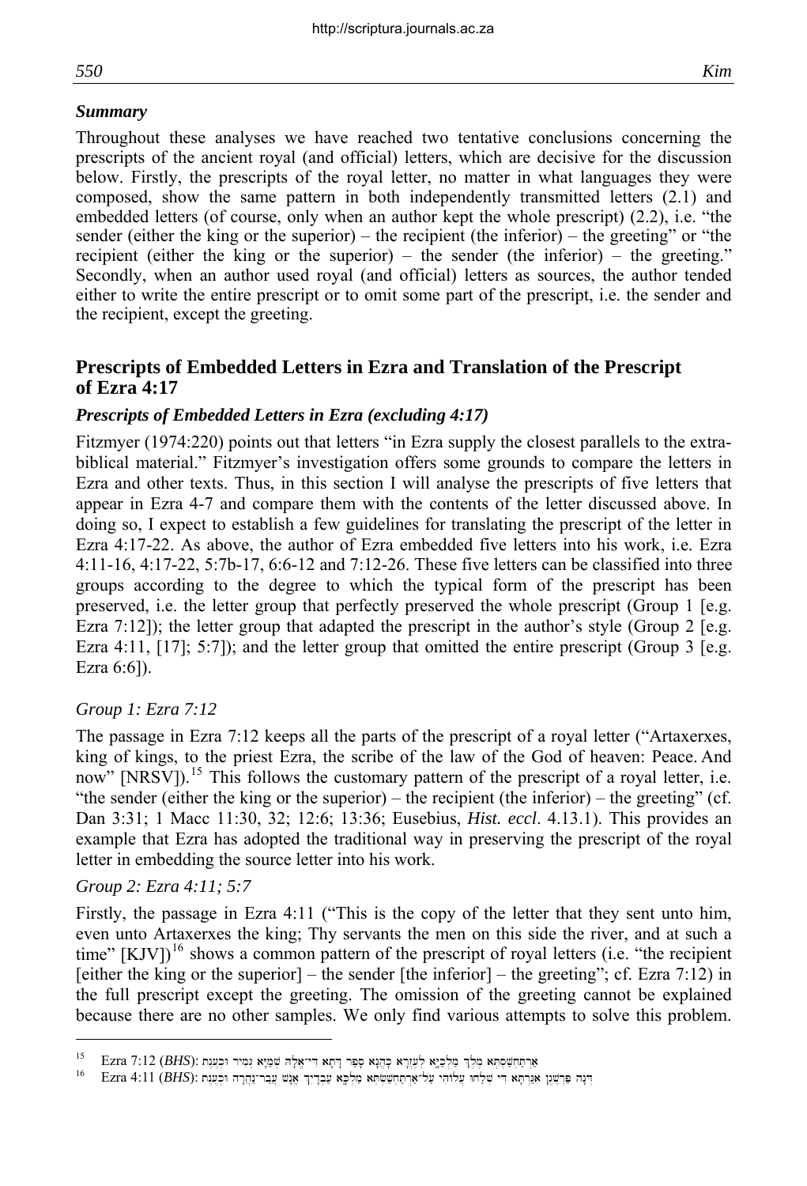### *Summary*

Throughout these analyses we have reached two tentative conclusions concerning the prescripts of the ancient royal (and official) letters, which are decisive for the discussion below. Firstly, the prescripts of the royal letter, no matter in what languages they were composed, show the same pattern in both independently transmitted letters (2.1) and embedded letters (of course, only when an author kept the whole prescript) (2.2), i.e. "the sender (either the king or the superior) – the recipient (the inferior) – the greeting" or "the recipient (either the king or the superior) – the sender (the inferior) – the greeting." Secondly, when an author used royal (and official) letters as sources, the author tended either to write the entire prescript or to omit some part of the prescript, i.e. the sender and the recipient, except the greeting.

## Prescripts of Embedded Letters in Ezra and Translation of the Prescript of Ezra 4:17

### *Prescripts of Embedded Letters in Ezra (excluding 4:17)*

Fitzmyer (1974:220) points out that letters "in Ezra supply the closest parallels to the extra-biblical material." Fitzmyer's investigation offers some grounds to compare the letters in Ezra and other texts. Thus, in this section I will analyse the prescripts of five letters that appear in Ezra 4-7 and compare them with the contents of the letter discussed above. In doing so, I expect to establish a few guidelines for translating the prescript of the letter in Ezra 4:17-22. As above, the author of Ezra embedded five letters into his work, i.e. Ezra 4:11-16, 4:17-22, 5:7b-17, 6:6-12 and 7:12-26. These five letters can be classified into three groups according to the degree to which the typical form of the prescript has been preserved, i.e. the letter group that perfectly preserved the whole prescript (Group 1 [e.g. Ezra 7:12]); the letter group that adapted the prescript in the author's style (Group 2 [e.g. Ezra 4:11, [17]; 5:7]); and the letter group that omitted the entire prescript (Group 3 [e.g. Ezra 6:6]).

#### *Group 1: Ezra 7:12*

The passage in Ezra 7:12 keeps all the parts of the prescript of a royal letter ("Artaxerxes, king of kings, to the priest Ezra, the scribe of the law of the God of heaven: Peace. And now" [NRSV]).[15] This follows the customary pattern of the prescript of a royal letter, i.e. "the sender (either the king or the superior) – the recipient (the inferior) – the greeting" (cf. Dan 3:31; 1 Macc 11:30, 32; 12:6; 13:36; Eusebius, *Hist. eccl*. 4.13.1). This provides an example that Ezra has adopted the traditional way in preserving the prescript of the royal letter in embedding the source letter into his work.

#### *Group 2: Ezra 4:11; 5:7*

Firstly, the passage in Ezra 4:11 ("This is the copy of the letter that they sent unto him, even unto Artaxerxes the king; Thy servants the men on this side the river, and at such a time" [KJV])[16] shows a common pattern of the prescript of royal letters (i.e. "the recipient [either the king or the superior] – the sender [the inferior] – the greeting"; cf. Ezra 7:12) in the full prescript except the greeting. The omission of the greeting cannot be explained because there are no other samples. We only find various attempts to solve this problem.

---

[15] Ezra 7:12 (*BHS*): אַרְתַּחְשַׁסְתְּא מֶלֶךְ מַלְכַיָּא לְעֶזְרָא כָהֲנָא סָפַר דָּתָא דִּי־אֱלָהּ שְׁמַיָּא גְּמִיר וּכְעֶנֶת

[16] Ezra 4:11 (*BHS*): דְּנָה פַּרְשֶׁגֶן אִגַּרְתָּא דִּי שְׁלַחוּ עֲלוֹהִי עַל־אַרְתַּחְשַׁשְׂתְּא מַלְכָּא עַבְדָךְ אֱנָשׁ עֲבַר־נַהֲרָה וּכְעֶנֶת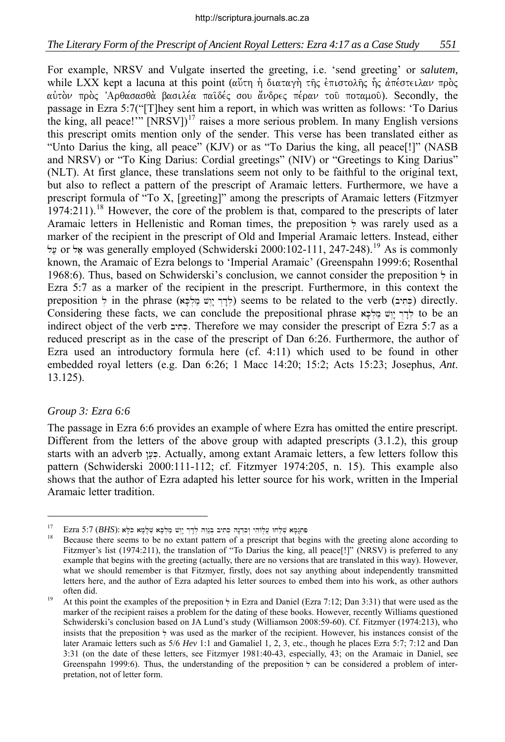For example, NRSV and Vulgate inserted the greeting, i.e. 'send greeting' or *salutem,* while LXX kept a lacuna at this point (αὕτη ἡ διαταγὴ τῆς ἐπιστολῆς ἧς ἀπέστειλαν πρὸς αὐτὸν πρὸς Ἀρθασασθὰ βασιλέα παῖδές σου ἄνδρες πέραν τοῦ ποταμοῦ). Secondly, the passage in Ezra 5:7("[T]hey sent him a report, in which was written as follows: 'To Darius the king, all peace!'" [NRSV])[17] raises a more serious problem. In many English versions this prescript omits mention only of the sender. This verse has been translated either as "Unto Darius the king, all peace" (KJV) or as "To Darius the king, all peace[!]" (NASB and NRSV) or "To King Darius: Cordial greetings" (NIV) or "Greetings to King Darius" (NLT). At first glance, these translations seem not only to be faithful to the original text, but also to reflect a pattern of the prescript of Aramaic letters. Furthermore, we have a prescript formula of "To X, [greeting]" among the prescripts of Aramaic letters (Fitzmyer 1974:211).[18] However, the core of the problem is that, compared to the prescripts of later Aramaic letters in Hellenistic and Roman times, the preposition לְ was rarely used as a marker of the recipient in the prescript of Old and Imperial Aramaic letters. Instead, either עַל or אֶל was generally employed (Schwiderski 2000:102-111, 247-248).[19] As is commonly known, the Aramaic of Ezra belongs to 'Imperial Aramaic' (Greenspahn 1999:6; Rosenthal 1968:6). Thus, based on Schwiderski's conclusion, we cannot consider the preposition לְ in Ezra 5:7 as a marker of the recipient in the prescript. Furthermore, in this context the preposition לְ in the phrase (לְדָרְיָוֶשׁ מַלְכָּא) seems to be related to the verb (כְּתִיב) directly. Considering these facts, we can conclude the prepositional phrase לְדָרְיָוֶשׁ מַלְכָּא to be an indirect object of the verb כְּתִיב. Therefore we may consider the prescript of Ezra 5:7 as a reduced prescript as in the case of the prescript of Dan 6:26. Furthermore, the author of Ezra used an introductory formula here (cf. 4:11) which used to be found in other embedded royal letters (e.g. Dan 6:26; 1 Macc 14:20; 15:2; Acts 15:23; Josephus, *Ant*. 13.125).

### *Group 3: Ezra 6:6*

The passage in Ezra 6:6 provides an example of where Ezra has omitted the entire prescript. Different from the letters of the above group with adapted prescripts (3.1.2), this group starts with an adverb כְּעַן. Actually, among extant Aramaic letters, a few letters follow this pattern (Schwiderski 2000:111-112; cf. Fitzmyer 1974:205, n. 15). This example also shows that the author of Ezra adapted his letter source for his work, written in the Imperial Aramaic letter tradition.

---

[17] Ezra 5:7 (*BHS*): פִּתְגָמָא שְׁלַחוּ עֲלוֹהִי וְכִדְנָה כְּתִיב בְּגַוֵּהּ לְדָרְיָוֶשׁ מַלְכָּא שְׁלָמָא כֹלָּא

[18] Because there seems to be no extant pattern of a prescript that begins with the greeting alone according to Fitzmyer's list (1974:211), the translation of "To Darius the king, all peace[!]" (NRSV) is preferred to any example that begins with the greeting (actually, there are no versions that are translated in this way). However, what we should remember is that Fitzmyer, firstly, does not say anything about independently transmitted letters here, and the author of Ezra adapted his letter sources to embed them into his work, as other authors often did.

[19] At this point the examples of the preposition לְ in Ezra and Daniel (Ezra 7:12; Dan 3:31) that were used as the marker of the recipient raises a problem for the dating of these books. However, recently Williams questioned Schwiderski's conclusion based on JA Lund's study (Williamson 2008:59-60). Cf. Fitzmyer (1974:213), who insists that the preposition לְ was used as the marker of the recipient. However, his instances consist of the later Aramaic letters such as 5/6 *Hev* 1:1 and Gamaliel 1, 2, 3, etc., though he places Ezra 5:7; 7:12 and Dan 3:31 (on the date of these letters, see Fitzmyer 1981:40-43, especially, 43; on the Aramaic in Daniel, see Greenspahn 1999:6). Thus, the understanding of the preposition לְ can be considered a problem of interpretation, not of letter form.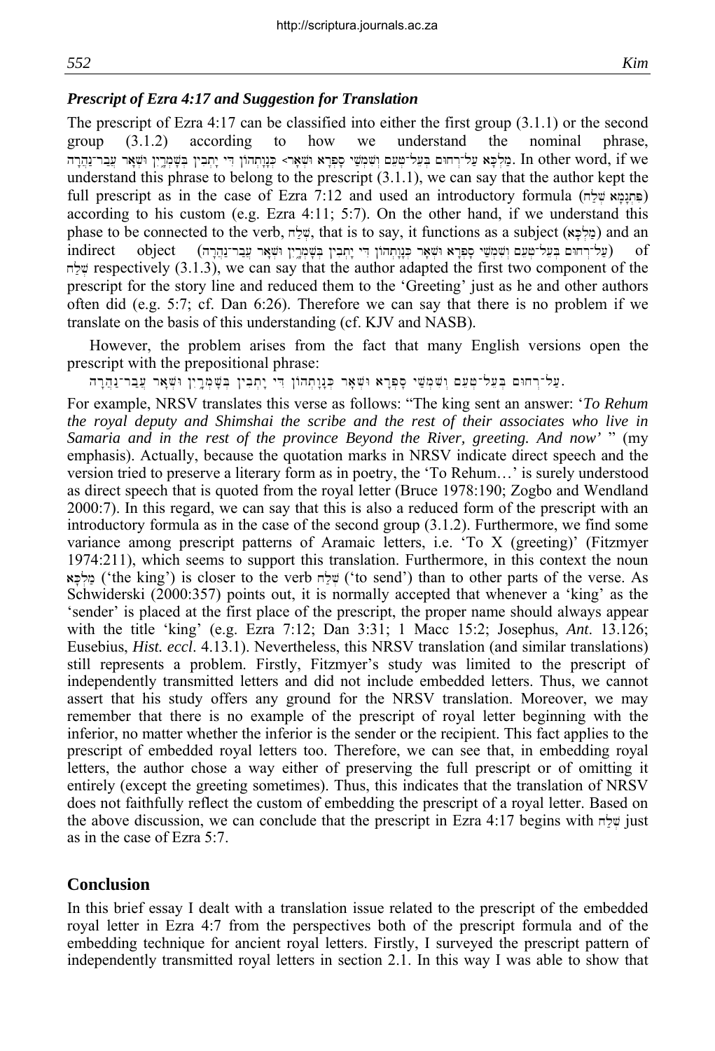### *Prescript of Ezra 4:17 and Suggestion for Translation*

The prescript of Ezra 4:17 can be classified into either the first group (3.1.1) or the second group (3.1.2) according to how we understand the nominal phrase, מַלְכָּא עַל־רְחוּם בְּעֵל־טְעֵם וְשִׁמְשַׁי סָפְרָא וּשְׁאָר> כְּנָוָתְהוֹן דִּי יָתְבִין בְּשָׁמְרָיִן וּשְׁאָר עֲבַר־נַהֲרָה. In other word, if we understand this phrase to belong to the prescript (3.1.1), we can say that the author kept the full prescript as in the case of Ezra 7:12 and used an introductory formula (פִּתְגָמָא שְׁלַח) according to his custom (e.g. Ezra 4:11; 5:7). On the other hand, if we understand this phase to be connected to the verb, שְׁלַח, that is to say, it functions as a subject (מַלְכָּא) and an indirect object (עַל־רְחוּם בְּעֵל־טְעֵם וְשִׁמְשַׁי סָפְרָא וּשְׁאָר כְּנָוָתְהוֹן דִּי יָתְבִין בְּשָׁמְרָיִן וּשְׁאָר עֲבַר־נַהֲרָה) of שְׁלַח respectively (3.1.3), we can say that the author adapted the first two component of the prescript for the story line and reduced them to the 'Greeting' just as he and other authors often did (e.g. 5:7; cf. Dan 6:26). Therefore we can say that there is no problem if we translate on the basis of this understanding (cf. KJV and NASB).

However, the problem arises from the fact that many English versions open the prescript with the prepositional phrase:

עַל־רְחוּם בְּעֵל־טְעֵם וְשִׁמְשַׁי סָפְרָא וּשְׁאָר כְּנָוָתְהוֹן דִּי יָתְבִין בְּשָׁמְרָיִן וּשְׁאָר עֲבַר־נַהֲרָה.

For example, NRSV translates this verse as follows: "The king sent an answer: '*To Rehum the royal deputy and Shimshai the scribe and the rest of their associates who live in Samaria and in the rest of the province Beyond the River, greeting. And now'* " (my emphasis). Actually, because the quotation marks in NRSV indicate direct speech and the version tried to preserve a literary form as in poetry, the 'To Rehum…' is surely understood as direct speech that is quoted from the royal letter (Bruce 1978:190; Zogbo and Wendland 2000:7). In this regard, we can say that this is also a reduced form of the prescript with an introductory formula as in the case of the second group (3.1.2). Furthermore, we find some variance among prescript patterns of Aramaic letters, i.e. 'To X (greeting)' (Fitzmyer 1974:211), which seems to support this translation. Furthermore, in this context the noun **מַלְכָּא** ('the king') is closer to the verb שְׁלַח ('to send') than to other parts of the verse. As Schwiderski (2000:357) points out, it is normally accepted that whenever a 'king' as the 'sender' is placed at the first place of the prescript, the proper name should always appear with the title 'king' (e.g. Ezra 7:12; Dan 3:31; 1 Macc 15:2; Josephus, *Ant*. 13.126; Eusebius, *Hist. eccl*. 4.13.1). Nevertheless, this NRSV translation (and similar translations) still represents a problem. Firstly, Fitzmyer's study was limited to the prescript of independently transmitted letters and did not include embedded letters. Thus, we cannot assert that his study offers any ground for the NRSV translation. Moreover, we may remember that there is no example of the prescript of royal letter beginning with the inferior, no matter whether the inferior is the sender or the recipient. This fact applies to the prescript of embedded royal letters too. Therefore, we can see that, in embedding royal letters, the author chose a way either of preserving the full prescript or of omitting it entirely (except the greeting sometimes). Thus, this indicates that the translation of NRSV does not faithfully reflect the custom of embedding the prescript of a royal letter. Based on the above discussion, we can conclude that the prescript in Ezra 4:17 begins with שְׁלַח just as in the case of Ezra 5:7.

## Conclusion

In this brief essay I dealt with a translation issue related to the prescript of the embedded royal letter in Ezra 4:7 from the perspectives both of the prescript formula and of the embedding technique for ancient royal letters. Firstly, I surveyed the prescript pattern of independently transmitted royal letters in section 2.1. In this way I was able to show that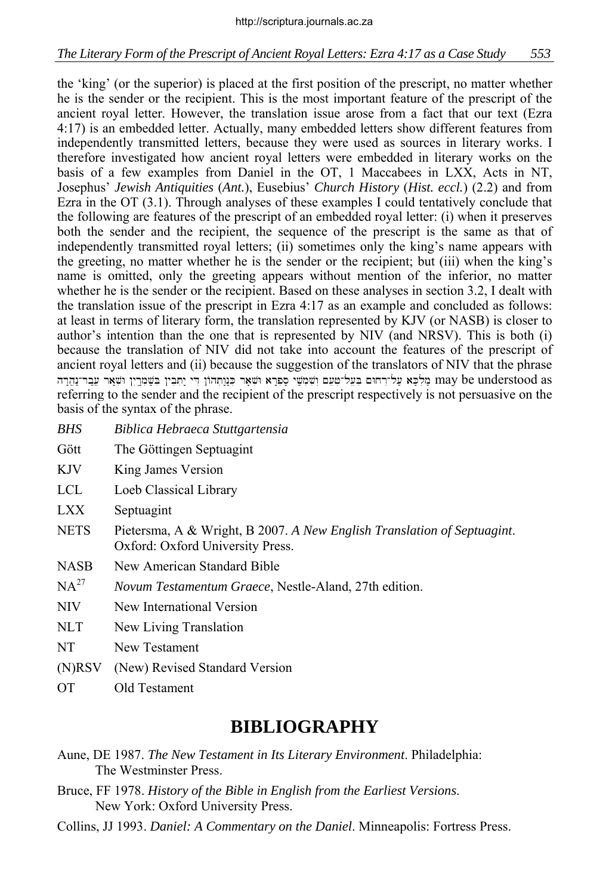the 'king' (or the superior) is placed at the first position of the prescript, no matter whether he is the sender or the recipient. This is the most important feature of the prescript of the ancient royal letter. However, the translation issue arose from a fact that our text (Ezra 4:17) is an embedded letter. Actually, many embedded letters show different features from independently transmitted letters, because they were used as sources in literary works. I therefore investigated how ancient royal letters were embedded in literary works on the basis of a few examples from Daniel in the OT, 1 Maccabees in LXX, Acts in NT, Josephus' *Jewish Antiquities* (*Ant.*), Eusebius' *Church History* (*Hist. eccl.*) (2.2) and from Ezra in the OT (3.1). Through analyses of these examples I could tentatively conclude that the following are features of the prescript of an embedded royal letter: (i) when it preserves both the sender and the recipient, the sequence of the prescript is the same as that of independently transmitted royal letters; (ii) sometimes only the king's name appears with the greeting, no matter whether he is the sender or the recipient; but (iii) when the king's name is omitted, only the greeting appears without mention of the inferior, no matter whether he is the sender or the recipient. Based on these analyses in section 3.2, I dealt with the translation issue of the prescript in Ezra 4:17 as an example and concluded as follows: at least in terms of literary form, the translation represented by KJV (or NASB) is closer to author's intention than the one that is represented by NIV (and NRSV). This is both (i) because the translation of NIV did not take into account the features of the prescript of ancient royal letters and (ii) because the suggestion of the translators of NIV that the phrase מַלְכָּא עַל־רְחוּם בְּעֵל־טְעֵם וְשִׁמְשַׁי סָפְרָא וּשְׁאָר כְּנָוָתְהוֹן דִּי יָתְבִין בְּשָׁמְרָיִן וּשְׁאָר עֲבַר־נַהֲרָה may be understood as referring to the sender and the recipient of the prescript respectively is not persuasive on the basis of the syntax of the phrase.

| | |
|---|---|
| *BHS* | *Biblica Hebraea Stuttgartensia* |
| Gött | The Göttingen Septuagint |
| KJV | King James Version |
| LCL | Loeb Classical Library |
| LXX | Septuagint |
| NETS | Pietersma, A & Wright, B 2007. *A New English Translation of Septuagint*. Oxford: Oxford University Press. |
| NASB | New American Standard Bible |
| NA[27] | *Novum Testamentum Graece*, Nestle-Aland, 27th edition. |
| NIV | New International Version |
| NLT | New Living Translation |
| NT | New Testament |
| (N)RSV | (New) Revised Standard Version |
| OT | Old Testament |

## BIBLIOGRAPHY

Aune, DE 1987. *The New Testament in Its Literary Environment*. Philadelphia: The Westminster Press.

Bruce, FF 1978. *History of the Bible in English from the Earliest Versions*. New York: Oxford University Press.

Collins, JJ 1993. *Daniel: A Commentary on the Daniel*. Minneapolis: Fortress Press.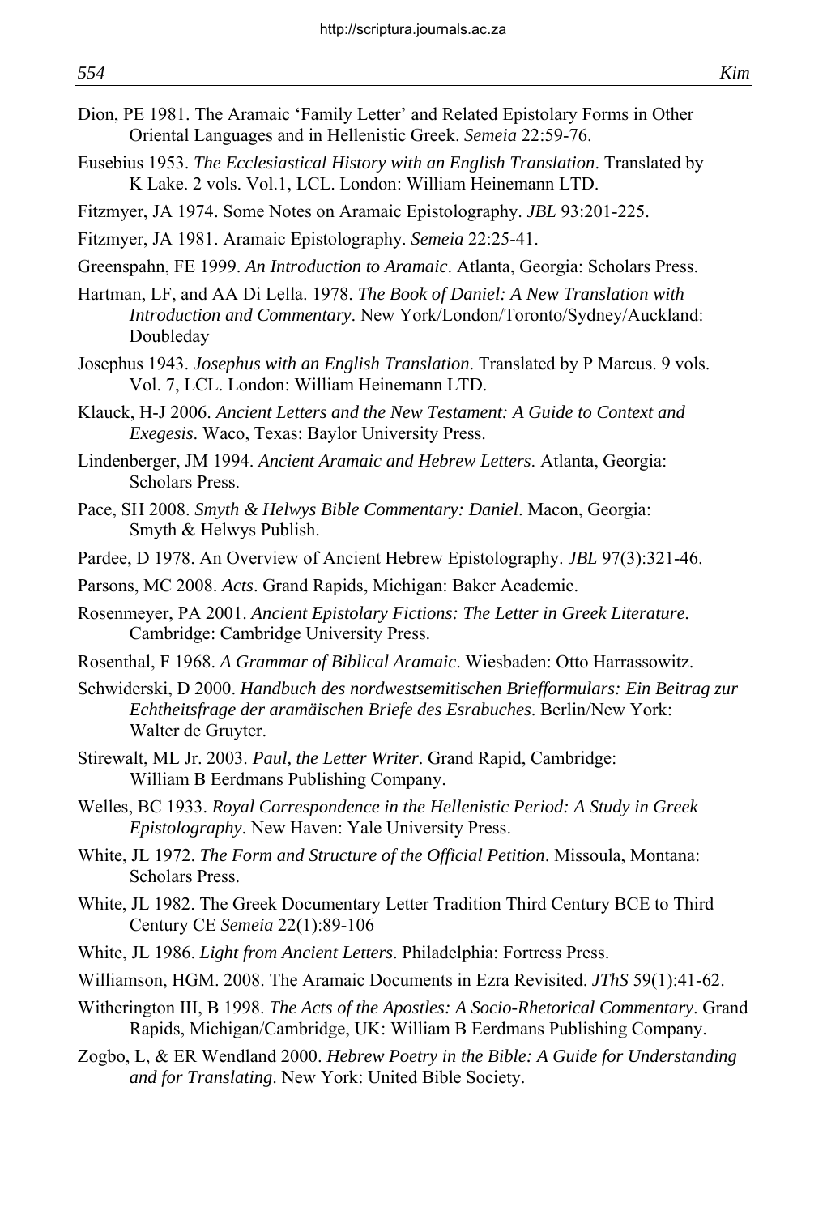Dion, PE 1981. The Aramaic 'Family Letter' and Related Epistolary Forms in Other Oriental Languages and in Hellenistic Greek. *Semeia* 22:59-76.

Eusebius 1953. *The Ecclesiastical History with an English Translation*. Translated by K Lake. 2 vols. Vol.1, LCL. London: William Heinemann LTD.

Fitzmyer, JA 1974. Some Notes on Aramaic Epistolography. *JBL* 93:201-225.

Fitzmyer, JA 1981. Aramaic Epistolography. *Semeia* 22:25-41.

Greenspahn, FE 1999. *An Introduction to Aramaic*. Atlanta, Georgia: Scholars Press.

Hartman, LF, and AA Di Lella. 1978. *The Book of Daniel: A New Translation with Introduction and Commentary*. New York/London/Toronto/Sydney/Auckland: Doubleday

Josephus 1943. *Josephus with an English Translation*. Translated by P Marcus. 9 vols. Vol. 7, LCL. London: William Heinemann LTD.

Klauck, H-J 2006. *Ancient Letters and the New Testament: A Guide to Context and Exegesis*. Waco, Texas: Baylor University Press.

Lindenberger, JM 1994. *Ancient Aramaic and Hebrew Letters*. Atlanta, Georgia: Scholars Press.

Pace, SH 2008. *Smyth & Helwys Bible Commentary: Daniel*. Macon, Georgia: Smyth & Helwys Publish.

Pardee, D 1978. An Overview of Ancient Hebrew Epistolography. *JBL* 97(3):321-46.

Parsons, MC 2008. *Acts*. Grand Rapids, Michigan: Baker Academic.

Rosenmeyer, PA 2001. *Ancient Epistolary Fictions: The Letter in Greek Literature*. Cambridge: Cambridge University Press.

Rosenthal, F 1968. *A Grammar of Biblical Aramaic*. Wiesbaden: Otto Harrassowitz.

Schwiderski, D 2000. *Handbuch des nordwestsemitischen Briefformulars: Ein Beitrag zur Echtheitsfrage der aramäischen Briefe des Esrabuches*. Berlin/New York: Walter de Gruyter.

Stirewalt, ML Jr. 2003. *Paul, the Letter Writer*. Grand Rapid, Cambridge: William B Eerdmans Publishing Company.

Welles, BC 1933. *Royal Correspondence in the Hellenistic Period: A Study in Greek Epistolography*. New Haven: Yale University Press.

White, JL 1972. *The Form and Structure of the Official Petition*. Missoula, Montana: Scholars Press.

White, JL 1982. The Greek Documentary Letter Tradition Third Century BCE to Third Century CE *Semeia* 22(1):89-106

White, JL 1986. *Light from Ancient Letters*. Philadelphia: Fortress Press.

Williamson, HGM. 2008. The Aramaic Documents in Ezra Revisited. *JThS* 59(1):41-62.

Witherington III, B 1998. *The Acts of the Apostles: A Socio-Rhetorical Commentary*. Grand Rapids, Michigan/Cambridge, UK: William B Eerdmans Publishing Company.

Zogbo, L, & ER Wendland 2000. *Hebrew Poetry in the Bible: A Guide for Understanding and for Translating*. New York: United Bible Society.